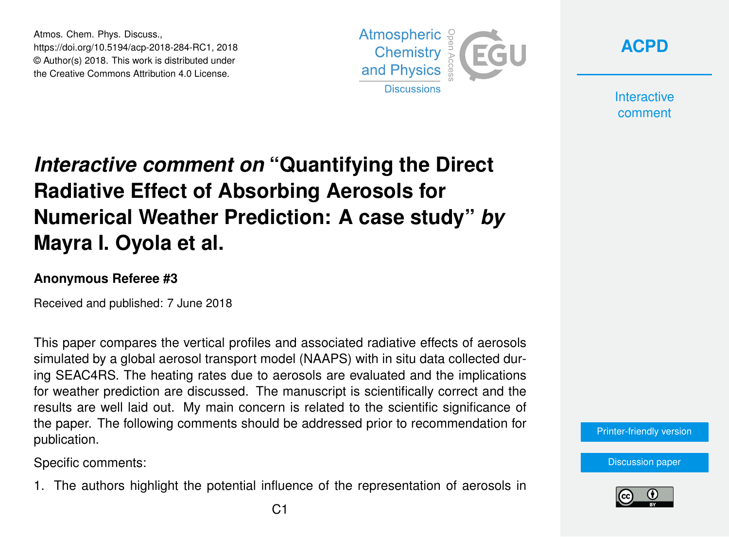# *Interactive comment on* "Quantifying the Direct Radiative Effect of Absorbing Aerosols for Numerical Weather Prediction: A case study" *by* Mayra I. Oyola et al.

### Anonymous Referee #3

Received and published: 7 June 2018

This paper compares the vertical profiles and associated radiative effects of aerosols simulated by a global aerosol transport model (NAAPS) with in situ data collected during SEAC4RS. The heating rates due to aerosols are evaluated and the implications for weather prediction are discussed. The manuscript is scientifically correct and the results are well laid out. My main concern is related to the scientific significance of the paper. The following comments should be addressed prior to recommendation for publication.

Specific comments:

1. The authors highlight the potential influence of the representation of aerosols in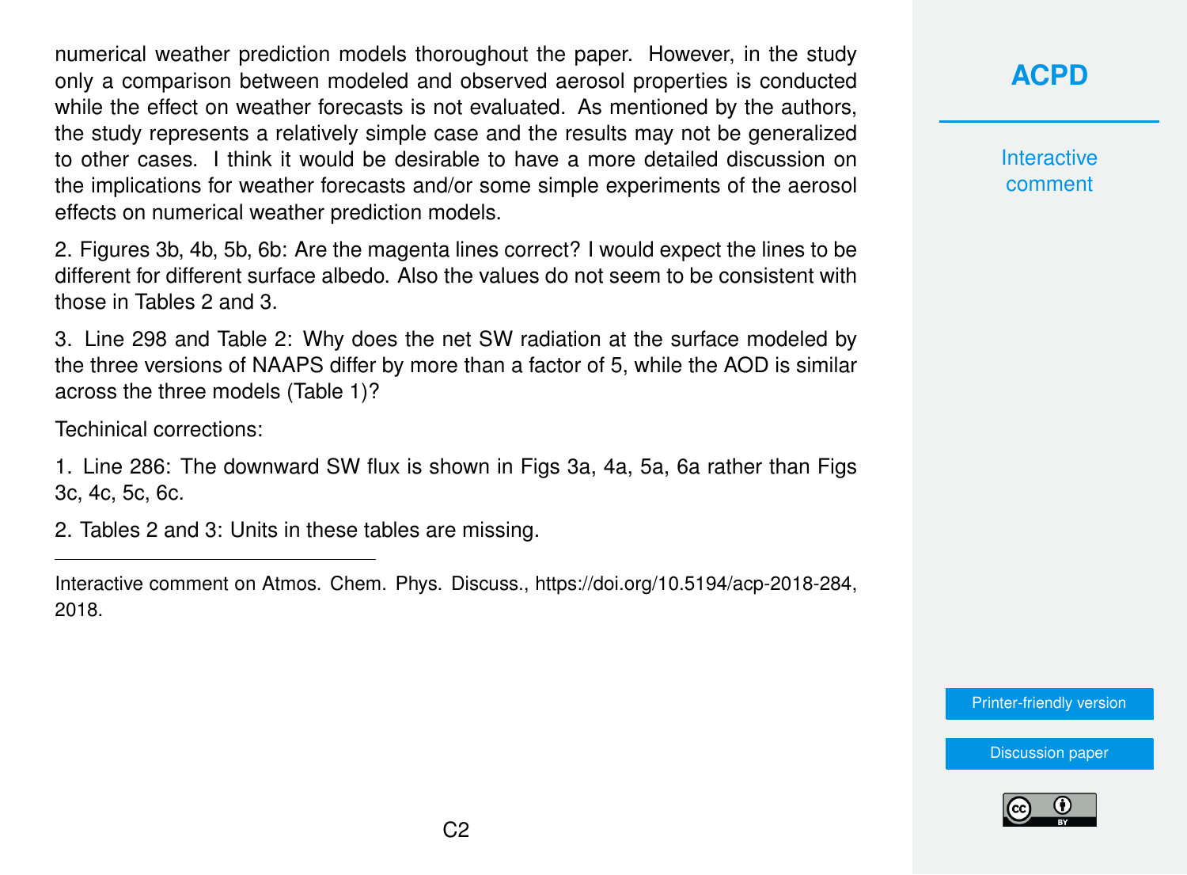numerical weather prediction models thoroughout the paper. However, in the study only a comparison between modeled and observed aerosol properties is conducted while the effect on weather forecasts is not evaluated. As mentioned by the authors, the study represents a relatively simple case and the results may not be generalized to other cases. I think it would be desirable to have a more detailed discussion on the implications for weather forecasts and/or some simple experiments of the aerosol effects on numerical weather prediction models.

2. Figures 3b, 4b, 5b, 6b: Are the magenta lines correct? I would expect the lines to be different for different surface albedo. Also the values do not seem to be consistent with those in Tables 2 and 3.

3. Line 298 and Table 2: Why does the net SW radiation at the surface modeled by the three versions of NAAPS differ by more than a factor of 5, while the AOD is similar across the three models (Table 1)?

Techinical corrections:

1. Line 286: The downward SW flux is shown in Figs 3a, 4a, 5a, 6a rather than Figs 3c, 4c, 5c, 6c.

2. Tables 2 and 3: Units in these tables are missing.

---

Interactive comment on Atmos. Chem. Phys. Discuss., https://doi.org/10.5194/acp-2018-284, 2018.